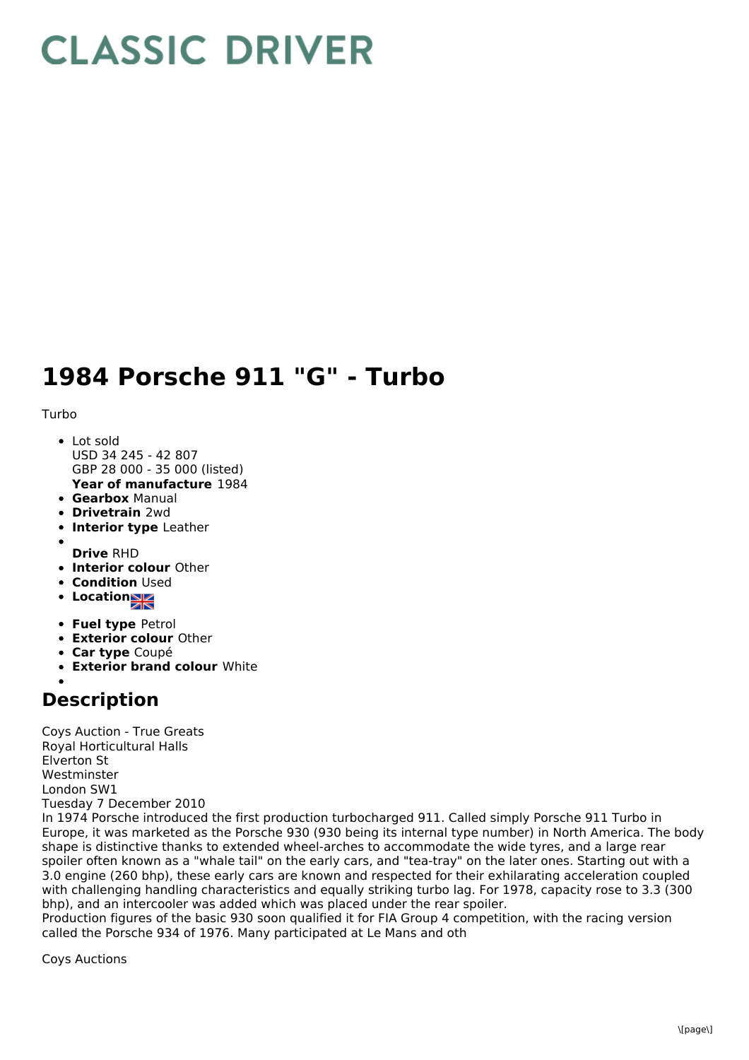# CLASSIC DRIVER

# 1984 Porsche 911 "G" - Turbo

Turbo

- Lot sold
  USD 34 245 - 42 807
  GBP 28 000 - 35 000 (listed)
  **Year of manufacture** 1984
- **Gearbox** Manual
- **Drivetrain** 2wd
- **Interior type** Leather
- 
  **Drive** RHD
- **Interior colour** Other
- **Condition** Used
- **Location**
- **Fuel type** Petrol
- **Exterior colour** Other
- **Car type** Coupé
- **Exterior brand colour** White
- 

## Description

Coys Auction - True Greats
Royal Horticultural Halls
Elverton St
Westminster
London SW1
Tuesday 7 December 2010
In 1974 Porsche introduced the first production turbocharged 911. Called simply Porsche 911 Turbo in Europe, it was marketed as the Porsche 930 (930 being its internal type number) in North America. The body shape is distinctive thanks to extended wheel-arches to accommodate the wide tyres, and a large rear spoiler often known as a "whale tail" on the early cars, and "tea-tray" on the later ones. Starting out with a 3.0 engine (260 bhp), these early cars are known and respected for their exhilarating acceleration coupled with challenging handling characteristics and equally striking turbo lag. For 1978, capacity rose to 3.3 (300 bhp), and an intercooler was added which was placed under the rear spoiler.
Production figures of the basic 930 soon qualified it for FIA Group 4 competition, with the racing version called the Porsche 934 of 1976. Many participated at Le Mans and oth

Coys Auctions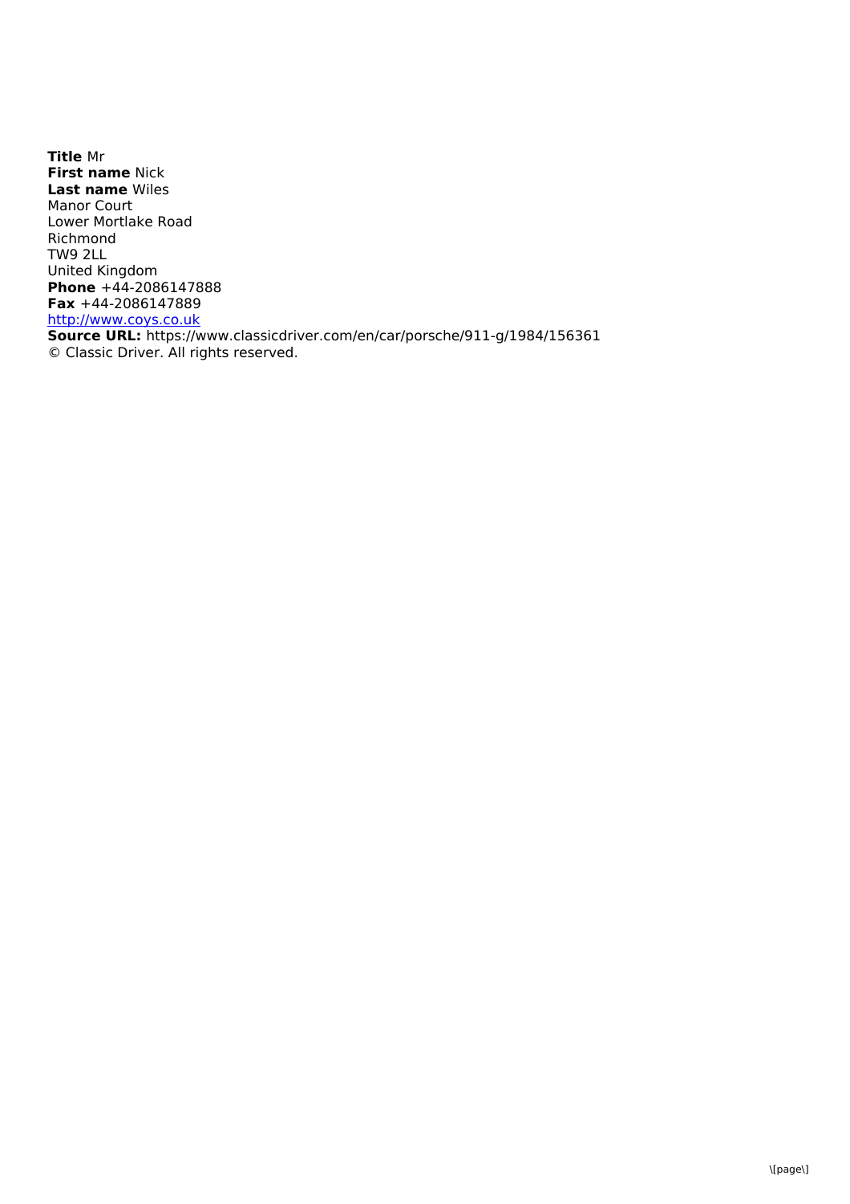**Title** Mr
**First name** Nick
**Last name** Wiles
Manor Court
Lower Mortlake Road
Richmond
TW9 2LL
United Kingdom
**Phone** +44-2086147888
**Fax** +44-2086147889
[http://www.coys.co.uk](http://www.coys.co.uk)
**Source URL:** https://www.classicdriver.com/en/car/porsche/911-g/1984/156361
© Classic Driver. All rights reserved.